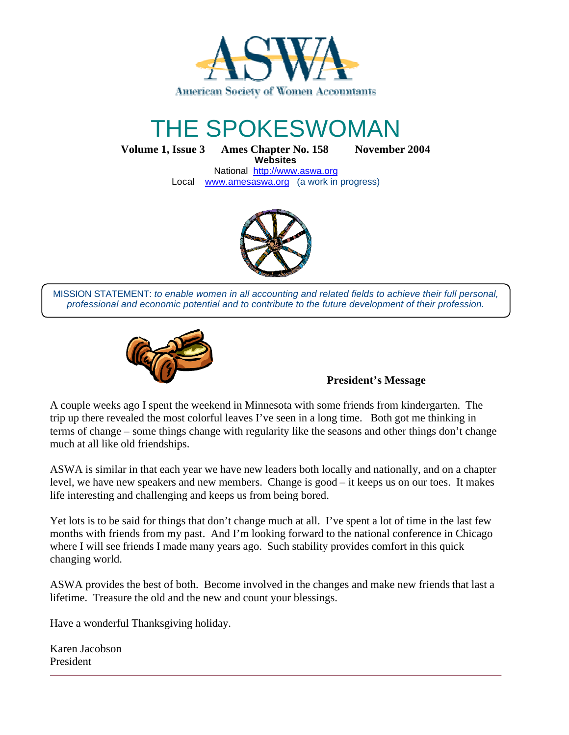# ASWA

American Society of Women Accountants

# THE SPOKESWOMAN

**Volume 1, Issue 3 Ames Chapter No. 158 November 2004**

**Websites**

National http://www.aswa.org

Local www.amesaswa.org (a work in progress)

MISSION STATEMENT: *to enable women in all accounting and related fields to achieve their full personal, professional and economic potential and to contribute to the future development of their profession.*

## President's Message

A couple weeks ago I spent the weekend in Minnesota with some friends from kindergarten. The trip up there revealed the most colorful leaves I've seen in a long time. Both got me thinking in terms of change – some things change with regularity like the seasons and other things don't change much at all like old friendships.

ASWA is similar in that each year we have new leaders both locally and nationally, and on a chapter level, we have new speakers and new members. Change is good – it keeps us on our toes. It makes life interesting and challenging and keeps us from being bored.

Yet lots is to be said for things that don't change much at all. I've spent a lot of time in the last few months with friends from my past. And I'm looking forward to the national conference in Chicago where I will see friends I made many years ago. Such stability provides comfort in this quick changing world.

ASWA provides the best of both. Become involved in the changes and make new friends that last a lifetime. Treasure the old and the new and count your blessings.

Have a wonderful Thanksgiving holiday.

Karen Jacobson
President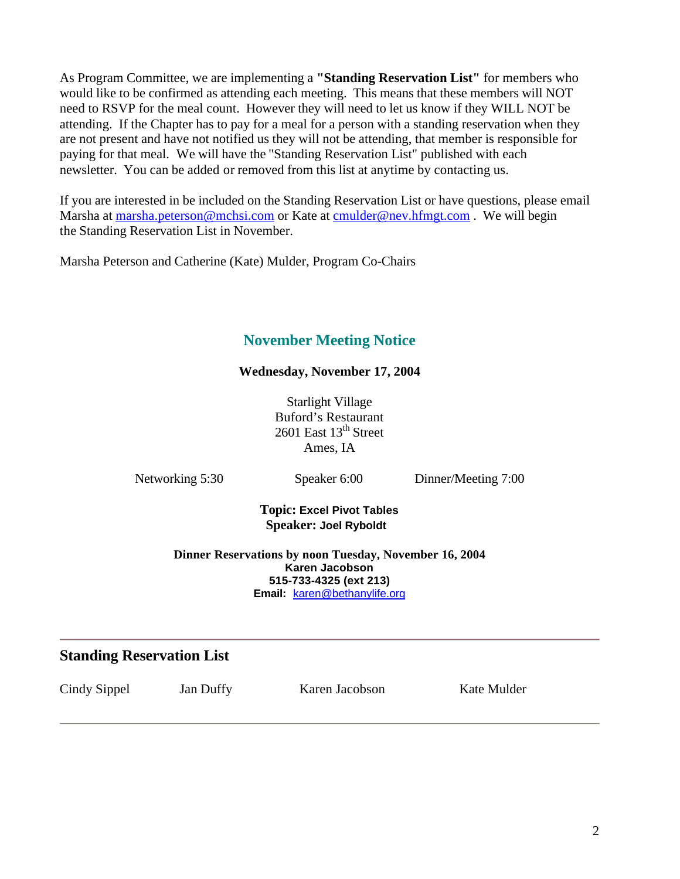As Program Committee, we are implementing a **"Standing Reservation List"** for members who would like to be confirmed as attending each meeting. This means that these members will NOT need to RSVP for the meal count. However they will need to let us know if they WILL NOT be attending. If the Chapter has to pay for a meal for a person with a standing reservation when they are not present and have not notified us they will not be attending, that member is responsible for paying for that meal. We will have the "Standing Reservation List" published with each newsletter. You can be added or removed from this list at anytime by contacting us.

If you are interested in be included on the Standing Reservation List or have questions, please email Marsha at marsha.peterson@mchsi.com or Kate at cmulder@nev.hfmgt.com . We will begin the Standing Reservation List in November.

Marsha Peterson and Catherine (Kate) Mulder, Program Co-Chairs

## November Meeting Notice

**Wednesday, November 17, 2004**

Starlight Village
Buford's Restaurant
2601 East 13th Street
Ames, IA

Networking 5:30 Speaker 6:00 Dinner/Meeting 7:00

**Topic: Excel Pivot Tables**
**Speaker: Joel Ryboldt**

**Dinner Reservations by noon Tuesday, November 16, 2004**
**Karen Jacobson**
**515-733-4325 (ext 213)**
**Email:** karen@bethanylife.org

---

## Standing Reservation List

Cindy Sippel Jan Duffy Karen Jacobson Kate Mulder

---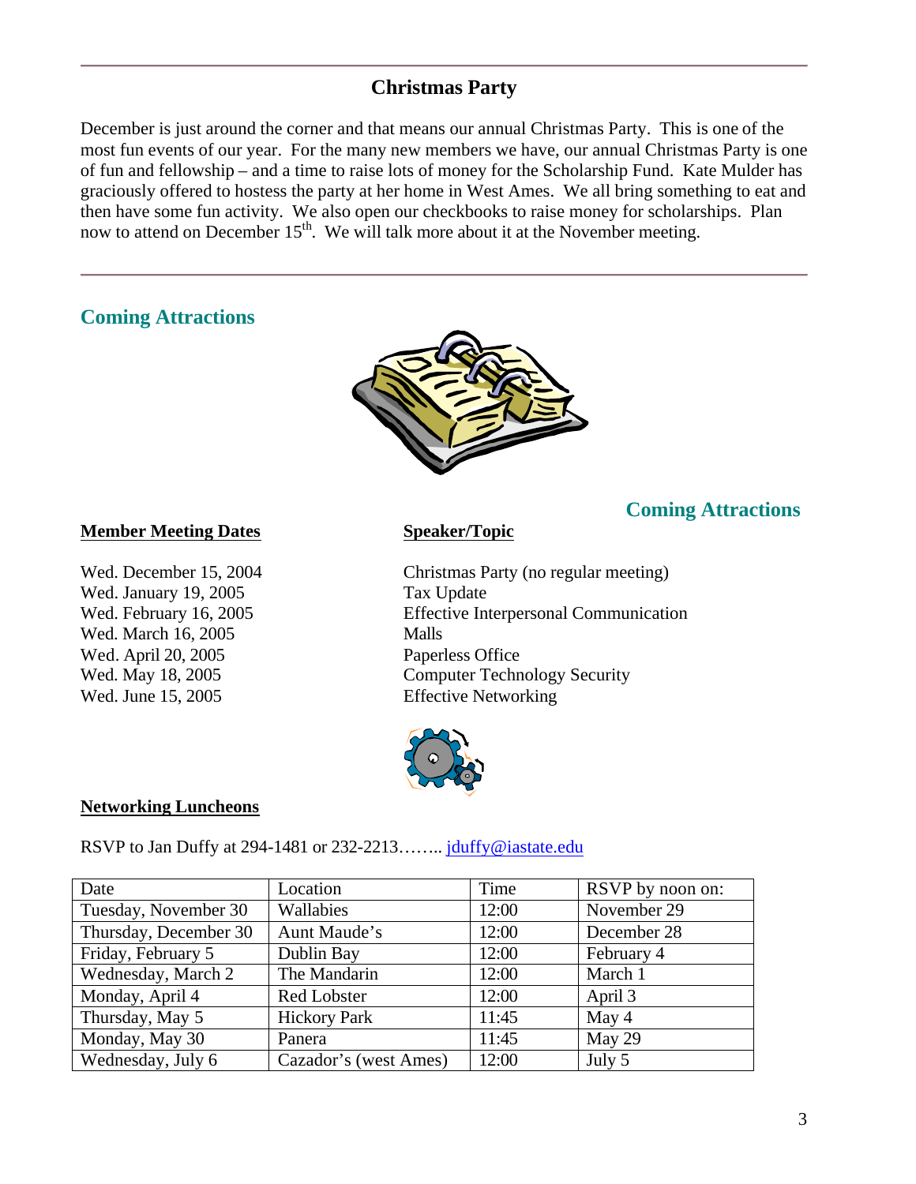## Christmas Party

December is just around the corner and that means our annual Christmas Party. This is one of the most fun events of our year. For the many new members we have, our annual Christmas Party is one of fun and fellowship – and a time to raise lots of money for the Scholarship Fund. Kate Mulder has graciously offered to hostess the party at her home in West Ames. We all bring something to eat and then have some fun activity. We also open our checkbooks to raise money for scholarships. Plan now to attend on December 15th. We will talk more about it at the November meeting.

---

## Coming Attractions

## Coming Attractions

| **Member Meeting Dates** | **Speaker/Topic** |
|---|---|
| Wed. December 15, 2004 | Christmas Party (no regular meeting) |
| Wed. January 19, 2005 | Tax Update |
| Wed. February 16, 2005 | Effective Interpersonal Communication |
| Wed. March 16, 2005 | Malls |
| Wed. April 20, 2005 | Paperless Office |
| Wed. May 18, 2005 | Computer Technology Security |
| Wed. June 15, 2005 | Effective Networking |

**Networking Luncheons**

RSVP to Jan Duffy at 294-1481 or 232-2213…….. jduffy@iastate.edu

| Date | Location | Time | RSVP by noon on: |
|---|---|---|---|
| Tuesday, November 30 | Wallabies | 12:00 | November 29 |
| Thursday, December 30 | Aunt Maude's | 12:00 | December 28 |
| Friday, February 5 | Dublin Bay | 12:00 | February 4 |
| Wednesday, March 2 | The Mandarin | 12:00 | March 1 |
| Monday, April 4 | Red Lobster | 12:00 | April 3 |
| Thursday, May 5 | Hickory Park | 11:45 | May 4 |
| Monday, May 30 | Panera | 11:45 | May 29 |
| Wednesday, July 6 | Cazador's (west Ames) | 12:00 | July 5 |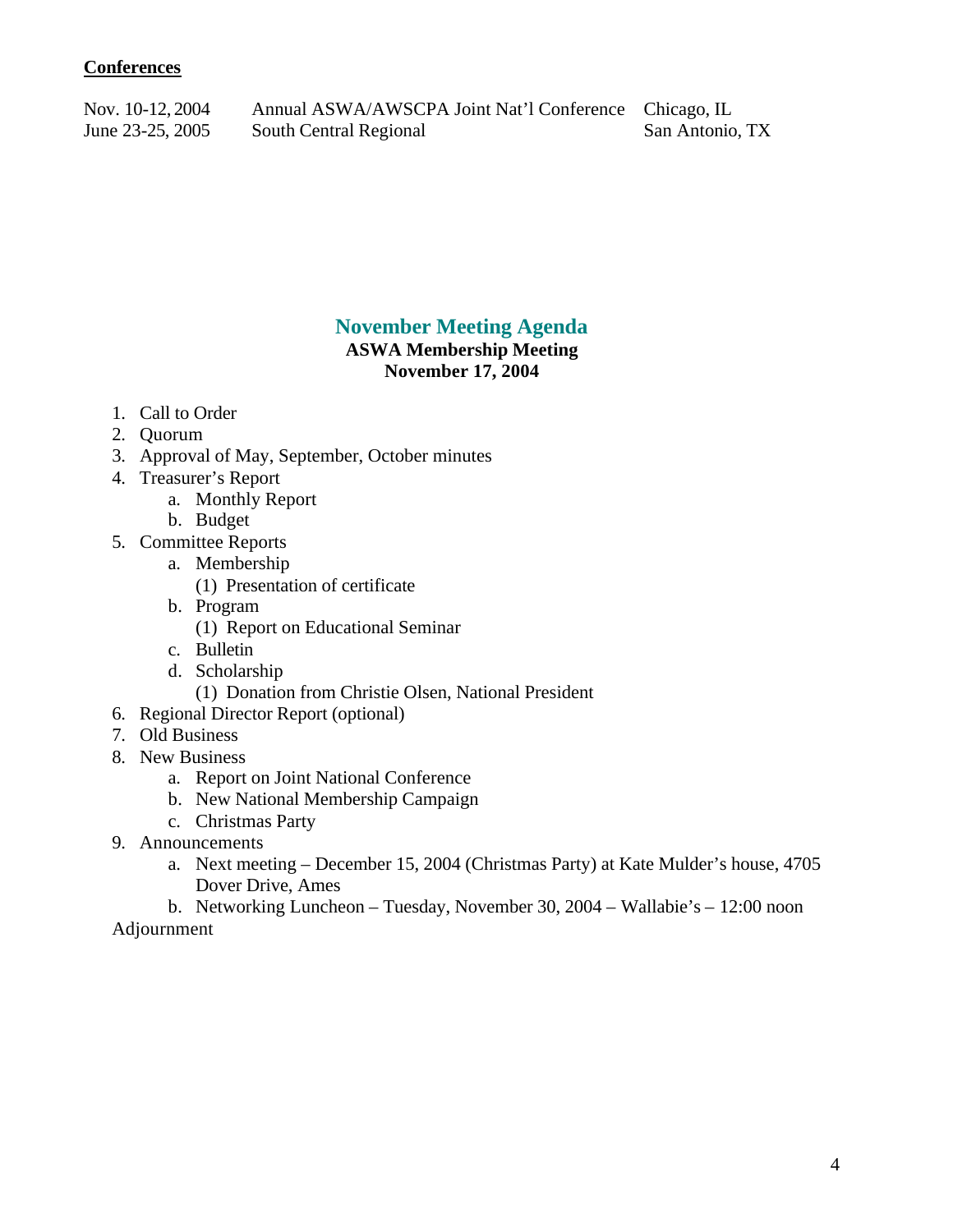**Conferences**

| | | |
|---|---|---|
| Nov. 10-12, 2004 | Annual ASWA/AWSCPA Joint Nat'l Conference | Chicago, IL |
| June 23-25, 2005 | South Central Regional | San Antonio, TX |

## November Meeting Agenda

**ASWA Membership Meeting**
**November 17, 2004**

1. Call to Order
2. Quorum
3. Approval of May, September, October minutes
4. Treasurer's Report
   a. Monthly Report
   b. Budget
5. Committee Reports
   a. Membership
      (1) Presentation of certificate
   b. Program
      (1) Report on Educational Seminar
   c. Bulletin
   d. Scholarship
      (1) Donation from Christie Olsen, National President
6. Regional Director Report (optional)
7. Old Business
8. New Business
   a. Report on Joint National Conference
   b. New National Membership Campaign
   c. Christmas Party
9. Announcements
   a. Next meeting – December 15, 2004 (Christmas Party) at Kate Mulder's house, 4705 Dover Drive, Ames
   b. Networking Luncheon – Tuesday, November 30, 2004 – Wallabie's – 12:00 noon

Adjournment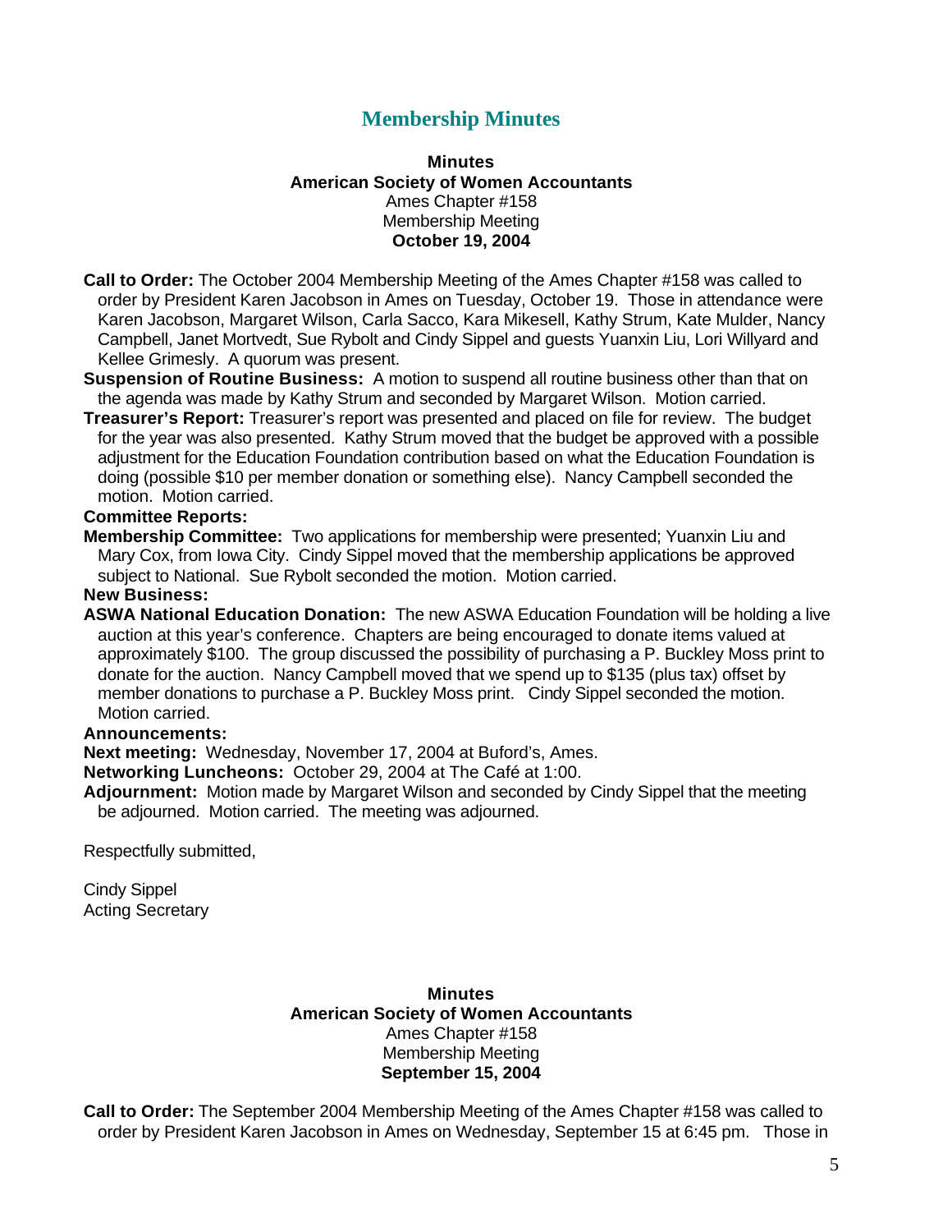## Membership Minutes

**Minutes**
**American Society of Women Accountants**
Ames Chapter #158
Membership Meeting
**October 19, 2004**

**Call to Order:** The October 2004 Membership Meeting of the Ames Chapter #158 was called to order by President Karen Jacobson in Ames on Tuesday, October 19. Those in attendance were Karen Jacobson, Margaret Wilson, Carla Sacco, Kara Mikesell, Kathy Strum, Kate Mulder, Nancy Campbell, Janet Mortvedt, Sue Rybolt and Cindy Sippel and guests Yuanxin Liu, Lori Willyard and Kellee Grimesly. A quorum was present.

**Suspension of Routine Business:** A motion to suspend all routine business other than that on the agenda was made by Kathy Strum and seconded by Margaret Wilson. Motion carried.

**Treasurer's Report:** Treasurer's report was presented and placed on file for review. The budget for the year was also presented. Kathy Strum moved that the budget be approved with a possible adjustment for the Education Foundation contribution based on what the Education Foundation is doing (possible $10 per member donation or something else). Nancy Campbell seconded the motion. Motion carried.

**Committee Reports:**

**Membership Committee:** Two applications for membership were presented; Yuanxin Liu and Mary Cox, from Iowa City. Cindy Sippel moved that the membership applications be approved subject to National. Sue Rybolt seconded the motion. Motion carried.

**New Business:**

**ASWA National Education Donation:** The new ASWA Education Foundation will be holding a live auction at this year's conference. Chapters are being encouraged to donate items valued at approximately $100. The group discussed the possibility of purchasing a P. Buckley Moss print to donate for the auction. Nancy Campbell moved that we spend up to $135 (plus tax) offset by member donations to purchase a P. Buckley Moss print. Cindy Sippel seconded the motion. Motion carried.

**Announcements:**

**Next meeting:** Wednesday, November 17, 2004 at Buford's, Ames.

**Networking Luncheons:** October 29, 2004 at The Café at 1:00.

**Adjournment:** Motion made by Margaret Wilson and seconded by Cindy Sippel that the meeting be adjourned. Motion carried. The meeting was adjourned.

Respectfully submitted,

Cindy Sippel
Acting Secretary

**Minutes**
**American Society of Women Accountants**
Ames Chapter #158
Membership Meeting
**September 15, 2004**

**Call to Order:** The September 2004 Membership Meeting of the Ames Chapter #158 was called to order by President Karen Jacobson in Ames on Wednesday, September 15 at 6:45 pm. Those in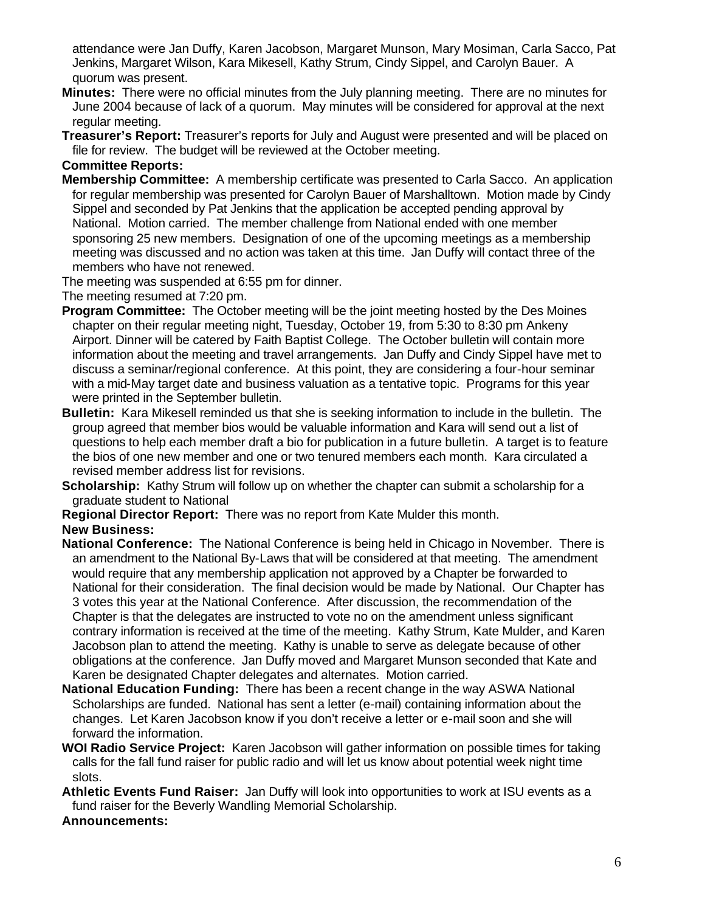attendance were Jan Duffy, Karen Jacobson, Margaret Munson, Mary Mosiman, Carla Sacco, Pat Jenkins, Margaret Wilson, Kara Mikesell, Kathy Strum, Cindy Sippel, and Carolyn Bauer. A quorum was present.

**Minutes:** There were no official minutes from the July planning meeting. There are no minutes for June 2004 because of lack of a quorum. May minutes will be considered for approval at the next regular meeting.

**Treasurer's Report:** Treasurer's reports for July and August were presented and will be placed on file for review. The budget will be reviewed at the October meeting.

**Committee Reports:**

**Membership Committee:** A membership certificate was presented to Carla Sacco. An application for regular membership was presented for Carolyn Bauer of Marshalltown. Motion made by Cindy Sippel and seconded by Pat Jenkins that the application be accepted pending approval by National. Motion carried. The member challenge from National ended with one member sponsoring 25 new members. Designation of one of the upcoming meetings as a membership meeting was discussed and no action was taken at this time. Jan Duffy will contact three of the members who have not renewed.

The meeting was suspended at 6:55 pm for dinner.

The meeting resumed at 7:20 pm.

**Program Committee:** The October meeting will be the joint meeting hosted by the Des Moines chapter on their regular meeting night, Tuesday, October 19, from 5:30 to 8:30 pm Ankeny Airport. Dinner will be catered by Faith Baptist College. The October bulletin will contain more information about the meeting and travel arrangements. Jan Duffy and Cindy Sippel have met to discuss a seminar/regional conference. At this point, they are considering a four-hour seminar with a mid-May target date and business valuation as a tentative topic. Programs for this year were printed in the September bulletin.

**Bulletin:** Kara Mikesell reminded us that she is seeking information to include in the bulletin. The group agreed that member bios would be valuable information and Kara will send out a list of questions to help each member draft a bio for publication in a future bulletin. A target is to feature the bios of one new member and one or two tenured members each month. Kara circulated a revised member address list for revisions.

**Scholarship:** Kathy Strum will follow up on whether the chapter can submit a scholarship for a graduate student to National

**Regional Director Report:** There was no report from Kate Mulder this month.

**New Business:**

**National Conference:** The National Conference is being held in Chicago in November. There is an amendment to the National By-Laws that will be considered at that meeting. The amendment would require that any membership application not approved by a Chapter be forwarded to National for their consideration. The final decision would be made by National. Our Chapter has 3 votes this year at the National Conference. After discussion, the recommendation of the Chapter is that the delegates are instructed to vote no on the amendment unless significant contrary information is received at the time of the meeting. Kathy Strum, Kate Mulder, and Karen Jacobson plan to attend the meeting. Kathy is unable to serve as delegate because of other obligations at the conference. Jan Duffy moved and Margaret Munson seconded that Kate and Karen be designated Chapter delegates and alternates. Motion carried.

**National Education Funding:** There has been a recent change in the way ASWA National Scholarships are funded. National has sent a letter (e-mail) containing information about the changes. Let Karen Jacobson know if you don't receive a letter or e-mail soon and she will forward the information.

**WOI Radio Service Project:** Karen Jacobson will gather information on possible times for taking calls for the fall fund raiser for public radio and will let us know about potential week night time slots.

**Athletic Events Fund Raiser:** Jan Duffy will look into opportunities to work at ISU events as a fund raiser for the Beverly Wandling Memorial Scholarship.

**Announcements:**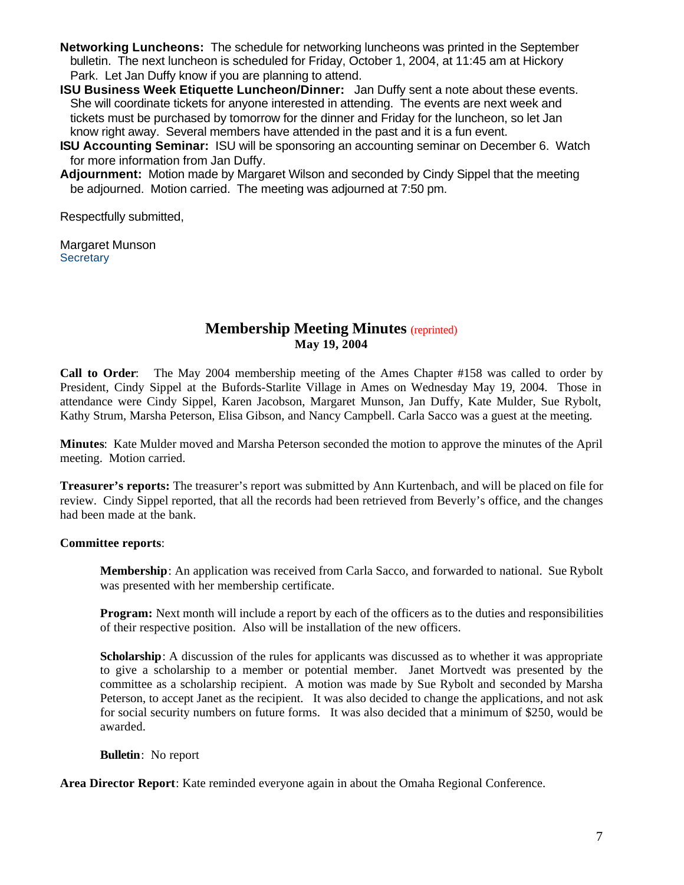**Networking Luncheons:** The schedule for networking luncheons was printed in the September bulletin. The next luncheon is scheduled for Friday, October 1, 2004, at 11:45 am at Hickory Park. Let Jan Duffy know if you are planning to attend.

**ISU Business Week Etiquette Luncheon/Dinner:** Jan Duffy sent a note about these events. She will coordinate tickets for anyone interested in attending. The events are next week and tickets must be purchased by tomorrow for the dinner and Friday for the luncheon, so let Jan know right away. Several members have attended in the past and it is a fun event.

**ISU Accounting Seminar:** ISU will be sponsoring an accounting seminar on December 6. Watch for more information from Jan Duffy.

**Adjournment:** Motion made by Margaret Wilson and seconded by Cindy Sippel that the meeting be adjourned. Motion carried. The meeting was adjourned at 7:50 pm.

Respectfully submitted,

Margaret Munson
Secretary

## Membership Meeting Minutes (reprinted)

**May 19, 2004**

**Call to Order**: The May 2004 membership meeting of the Ames Chapter #158 was called to order by President, Cindy Sippel at the Bufords-Starlite Village in Ames on Wednesday May 19, 2004. Those in attendance were Cindy Sippel, Karen Jacobson, Margaret Munson, Jan Duffy, Kate Mulder, Sue Rybolt, Kathy Strum, Marsha Peterson, Elisa Gibson, and Nancy Campbell. Carla Sacco was a guest at the meeting.

**Minutes**: Kate Mulder moved and Marsha Peterson seconded the motion to approve the minutes of the April meeting. Motion carried.

**Treasurer's reports:** The treasurer's report was submitted by Ann Kurtenbach, and will be placed on file for review. Cindy Sippel reported, that all the records had been retrieved from Beverly's office, and the changes had been made at the bank.

**Committee reports**:

**Membership**: An application was received from Carla Sacco, and forwarded to national. Sue Rybolt was presented with her membership certificate.

**Program:** Next month will include a report by each of the officers as to the duties and responsibilities of their respective position. Also will be installation of the new officers.

**Scholarship**: A discussion of the rules for applicants was discussed as to whether it was appropriate to give a scholarship to a member or potential member. Janet Mortvedt was presented by the committee as a scholarship recipient. A motion was made by Sue Rybolt and seconded by Marsha Peterson, to accept Janet as the recipient. It was also decided to change the applications, and not ask for social security numbers on future forms. It was also decided that a minimum of $250, would be awarded.

**Bulletin**: No report

**Area Director Report**: Kate reminded everyone again in about the Omaha Regional Conference.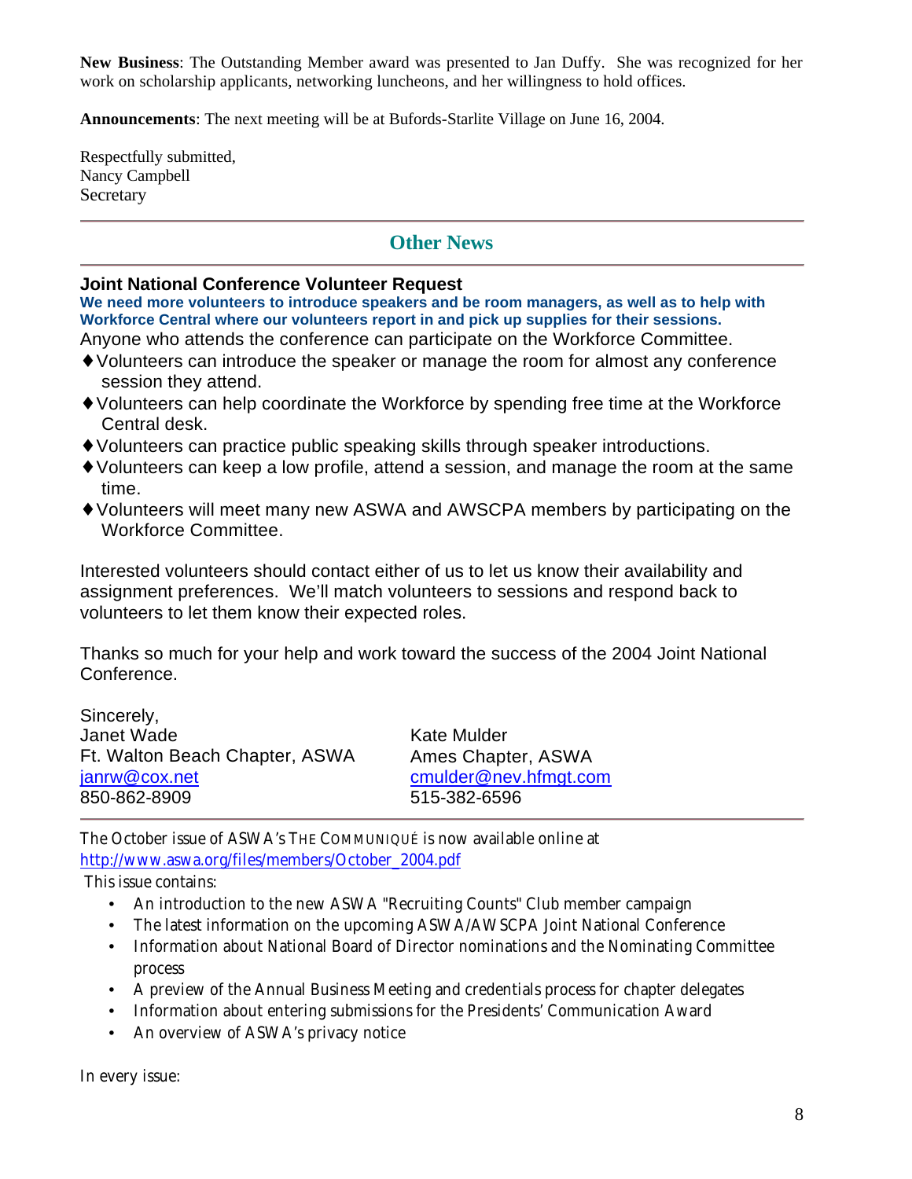**New Business**: The Outstanding Member award was presented to Jan Duffy. She was recognized for her work on scholarship applicants, networking luncheons, and her willingness to hold offices.

**Announcements**: The next meeting will be at Bufords-Starlite Village on June 16, 2004.

Respectfully submitted,
Nancy Campbell
Secretary

---

## Other News

---

### Joint National Conference Volunteer Request

**We need more volunteers to introduce speakers and be room managers, as well as to help with Workforce Central where our volunteers report in and pick up supplies for their sessions.**

Anyone who attends the conference can participate on the Workforce Committee.

- ♦ Volunteers can introduce the speaker or manage the room for almost any conference session they attend.
- ♦ Volunteers can help coordinate the Workforce by spending free time at the Workforce Central desk.
- ♦ Volunteers can practice public speaking skills through speaker introductions.
- ♦ Volunteers can keep a low profile, attend a session, and manage the room at the same time.
- ♦ Volunteers will meet many new ASWA and AWSCPA members by participating on the Workforce Committee.

Interested volunteers should contact either of us to let us know their availability and assignment preferences. We'll match volunteers to sessions and respond back to volunteers to let them know their expected roles.

Thanks so much for your help and work toward the success of the 2004 Joint National Conference.

Sincerely,

Janet Wade
Ft. Walton Beach Chapter, ASWA
janrw@cox.net
850-862-8909

Kate Mulder
Ames Chapter, ASWA
cmulder@nev.hfmgt.com
515-382-6596

---

The October issue of ASWA's THE COMMUNIQUÉ is now available online at http://www.aswa.org/files/members/October_2004.pdf

This issue contains:

- An introduction to the new ASWA "Recruiting Counts" Club member campaign
- The latest information on the upcoming ASWA/AWSCPA Joint National Conference
- Information about National Board of Director nominations and the Nominating Committee process
- A preview of the Annual Business Meeting and credentials process for chapter delegates
- Information about entering submissions for the Presidents' Communication Award
- An overview of ASWA's privacy notice

In every issue: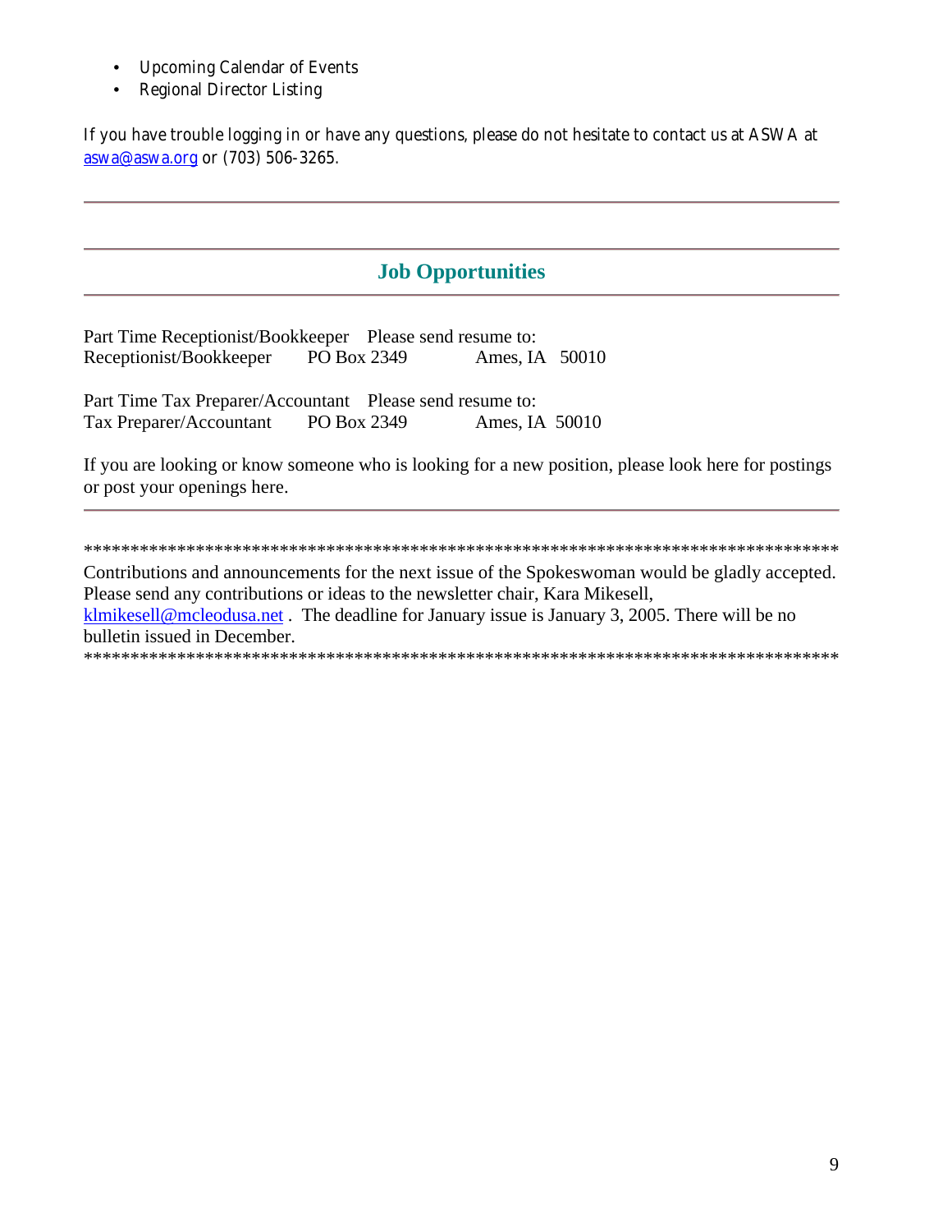- Upcoming Calendar of Events
- Regional Director Listing

If you have trouble logging in or have any questions, please do not hesitate to contact us at ASWA at aswa@aswa.org or (703) 506-3265.

---

## Job Opportunities

Part Time Receptionist/Bookkeeper  Please send resume to:
Receptionist/Bookkeeper  PO Box 2349  Ames, IA 50010

Part Time Tax Preparer/Accountant  Please send resume to:
Tax Preparer/Accountant  PO Box 2349  Ames, IA 50010

If you are looking or know someone who is looking for a new position, please look here for postings or post your openings here.

---

************************************************************************************
Contributions and announcements for the next issue of the Spokeswoman would be gladly accepted. Please send any contributions or ideas to the newsletter chair, Kara Mikesell, klmikesell@mcleodusa.net . The deadline for January issue is January 3, 2005. There will be no bulletin issued in December.
************************************************************************************